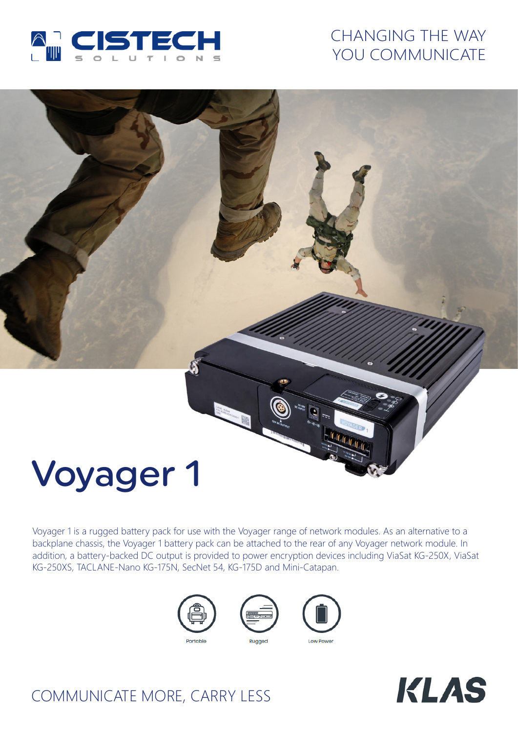CHANGING THE WAY YOU COMMUNICATE

# Voyager 1

Voyager 1 is a rugged battery pack for use with the Voyager range of network modules. As an alternative to a backplane chassis, the Voyager 1 battery pack can be attached to the rear of any Voyager network module. In addition, a battery-backed DC output is provided to power encryption devices including ViaSat KG-250X, ViaSat KG-250XS, TACLANE-Nano KG-175N, SecNet 54, KG-175D and Mini-Catapan.

Portable

Rugged

Low Power

COMMUNICATE MORE, CARRY LESS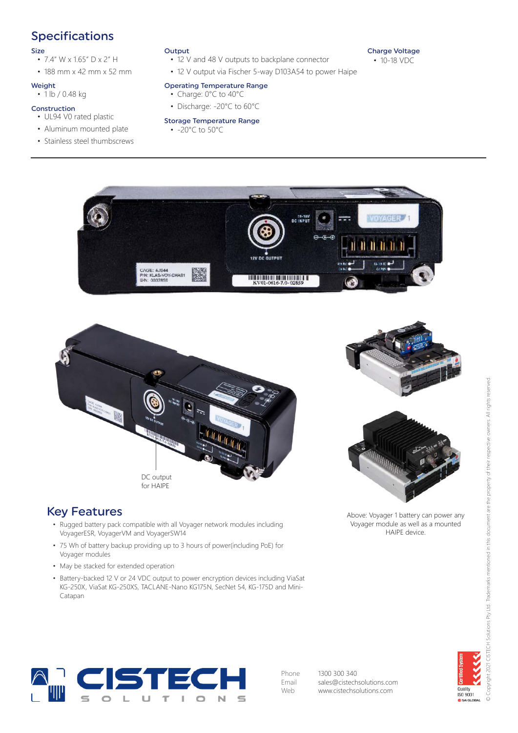## Specifications

### Size
- 7.4" W x 1.65" D x 2" H
- 188 mm x 42 mm x 52 mm

### Weight
- 1 lb / 0.48 kg

### Construction
- UL94 V0 rated plastic
- Aluminum mounted plate
- Stainless steel thumbscrews

### Output
- 12 V and 48 V outputs to backplane connector
- 12 V output via Fischer 5-way D103A54 to power Haipe

### Operating Temperature Range
- Charge: 0°C to 40°C
- Discharge: -20°C to 60°C

### Storage Temperature Range
- -20°C to 50°C

### Charge Voltage
- 10-18 VDC

---

DC output
for HAIPE

Above: Voyager 1 battery can power any Voyager module as well as a mounted HAIPE device.

## Key Features

- Rugged battery pack compatible with all Voyager network modules including VoyagerESR, VoyagerVM and VoyagerSW14
- 75 Wh of battery backup providing up to 3 hours of power(including PoE) for Voyager modules
- May be stacked for extended operation
- Battery-backed 12 V or 24 VDC output to power encryption devices including ViaSat KG-250X, ViaSat KG-250XS, TACLANE-Nano KG175N, SecNet 54, KG-175D and Mini-Catapan

CISTECH SOLUTIONS

| | |
|---|---|
| Phone | 1300 300 340 |
| Email | sales@cistechsolutions.com |
| Web | www.cistechsolutions.com |

Certified System Quality ISO 9001 SAI GLOBAL

© Copyright 2021 CISTECH Solutions Pty Ltd. Trademarks mentioned in this document are the property of their respective owners. All rights reserved.